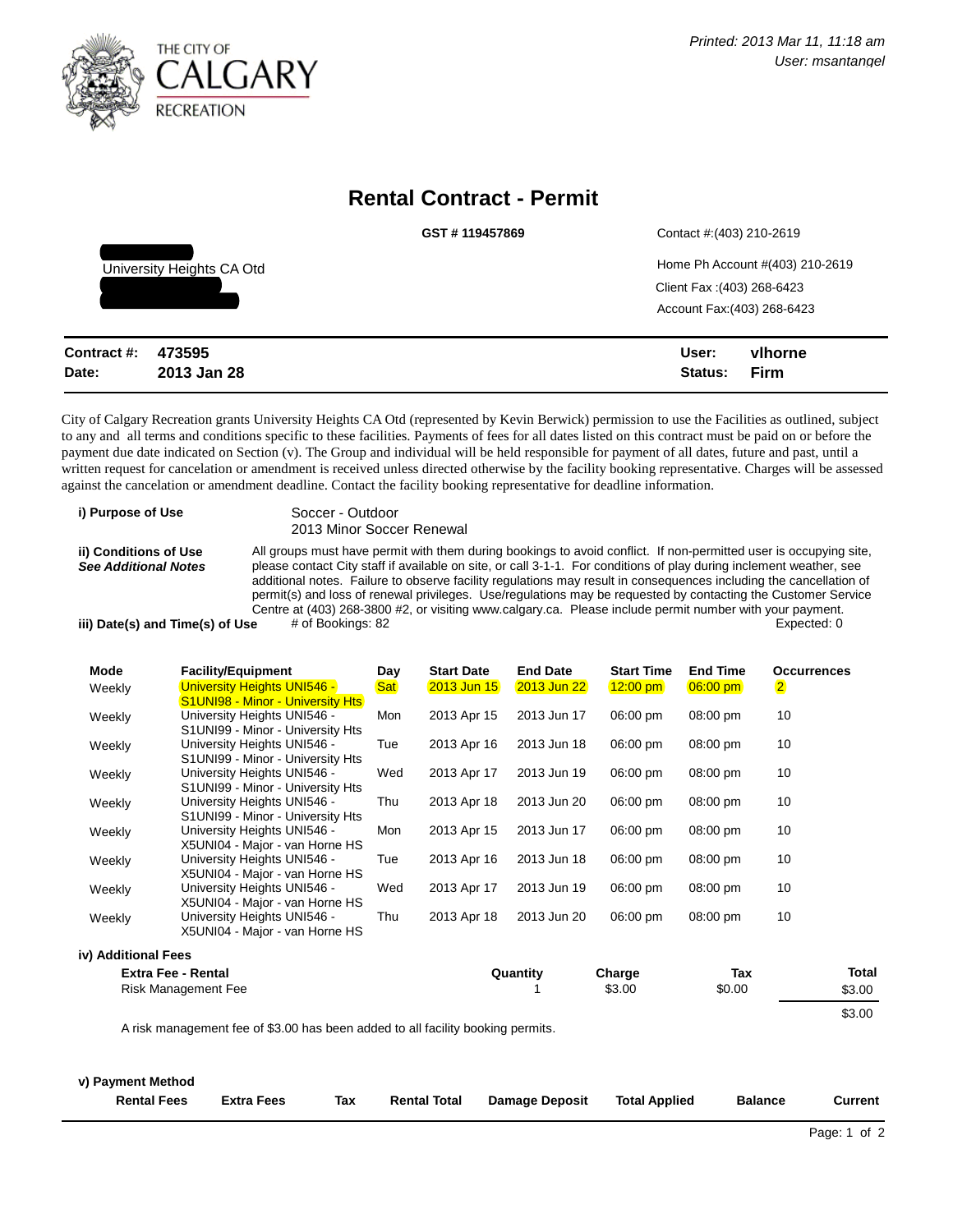THE CITY OF CALGARY RECREATION

Printed: 2013 Mar 11, 11:18 am
User: msantangel

# Rental Contract - Permit

**GST # 119457869**

University Heights CA Otd

Contact #:(403) 210-2619
Home Ph Account #(403) 210-2619
Client Fax :(403) 268-6423
Account Fax:(403) 268-6423

**Contract #: 473595**
**Date: 2013 Jan 28**

**User: vlhorne**
**Status: Firm**

City of Calgary Recreation grants University Heights CA Otd (represented by Kevin Berwick) permission to use the Facilities as outlined, subject to any and all terms and conditions specific to these facilities. Payments of fees for all dates listed on this contract must be paid on or before the payment due date indicated on Section (v). The Group and individual will be held responsible for payment of all dates, future and past, until a written request for cancelation or amendment is received unless directed otherwise by the facility booking representative. Charges will be assessed against the cancelation or amendment deadline. Contact the facility booking representative for deadline information.

**i) Purpose of Use**
Soccer - Outdoor
2013 Minor Soccer Renewal

**ii) Conditions of Use**
***See Additional Notes***
All groups must have permit with them during bookings to avoid conflict. If non-permitted user is occupying site, please contact City staff if available on site, or call 3-1-1. For conditions of play during inclement weather, see additional notes. Failure to observe facility regulations may result in consequences including the cancellation of permit(s) and loss of renewal privileges. Use/regulations may be requested by contacting the Customer Service Centre at (403) 268-3800 #2, or visiting www.calgary.ca. Please include permit number with your payment.

**iii) Date(s) and Time(s) of Use** # of Bookings: 82 Expected: 0

| Mode | Facility/Equipment | Day | Start Date | End Date | Start Time | End Time | Occurrences |
|---|---|---|---|---|---|---|---|
| Weekly | University Heights UNI546 - S1UNI98 - Minor - University Hts | Sat | 2013 Jun 15 | 2013 Jun 22 | 12:00 pm | 06:00 pm | 2 |
| Weekly | University Heights UNI546 - S1UNI99 - Minor - University Hts | Mon | 2013 Apr 15 | 2013 Jun 17 | 06:00 pm | 08:00 pm | 10 |
| Weekly | University Heights UNI546 - S1UNI99 - Minor - University Hts | Tue | 2013 Apr 16 | 2013 Jun 18 | 06:00 pm | 08:00 pm | 10 |
| Weekly | University Heights UNI546 - S1UNI99 - Minor - University Hts | Wed | 2013 Apr 17 | 2013 Jun 19 | 06:00 pm | 08:00 pm | 10 |
| Weekly | University Heights UNI546 - S1UNI99 - Minor - University Hts | Thu | 2013 Apr 18 | 2013 Jun 20 | 06:00 pm | 08:00 pm | 10 |
| Weekly | University Heights UNI546 - X5UNI04 - Major - van Horne HS | Mon | 2013 Apr 15 | 2013 Jun 17 | 06:00 pm | 08:00 pm | 10 |
| Weekly | University Heights UNI546 - X5UNI04 - Major - van Horne HS | Tue | 2013 Apr 16 | 2013 Jun 18 | 06:00 pm | 08:00 pm | 10 |
| Weekly | University Heights UNI546 - X5UNI04 - Major - van Horne HS | Wed | 2013 Apr 17 | 2013 Jun 19 | 06:00 pm | 08:00 pm | 10 |
| Weekly | University Heights UNI546 - X5UNI04 - Major - van Horne HS | Thu | 2013 Apr 18 | 2013 Jun 20 | 06:00 pm | 08:00 pm | 10 |

**iv) Additional Fees**

| Extra Fee - Rental | Quantity | Charge | Tax | Total |
|---|---|---|---|---|
| Risk Management Fee | 1 | $3.00 | $0.00 | $3.00 |
| | | | | $3.00 |

A risk management fee of $3.00 has been added to all facility booking permits.

**v) Payment Method**

| Rental Fees | Extra Fees | Tax | Rental Total | Damage Deposit | Total Applied | Balance | Current |
|---|---|---|---|---|---|---|---|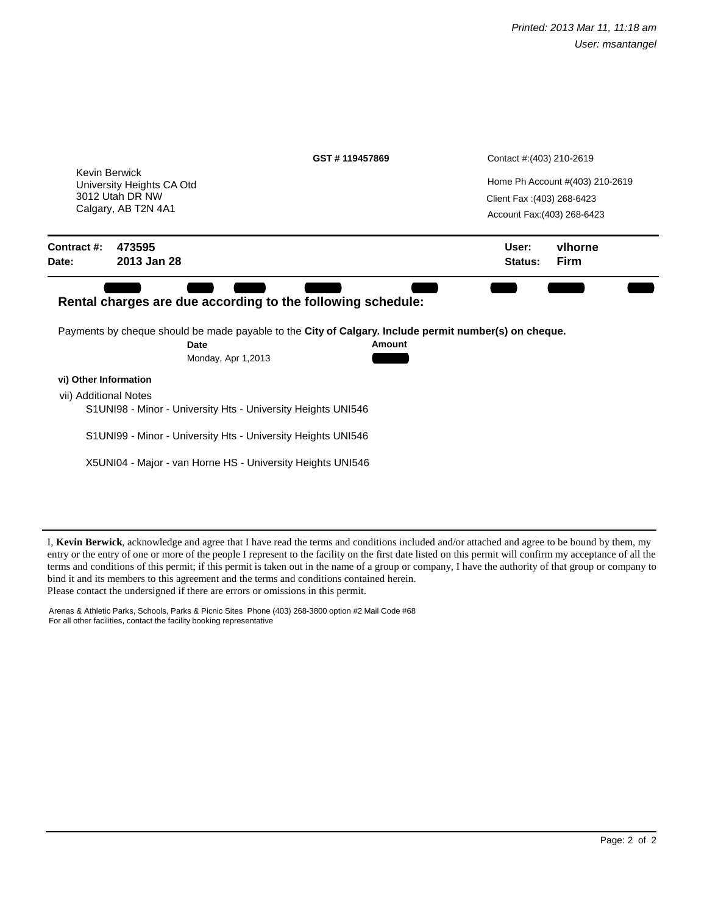*Printed: 2013 Mar 11, 11:18 am*
*User: msantangel*

**GST # 119457869**

Kevin Berwick
University Heights CA Otd
3012 Utah DR NW
Calgary, AB T2N 4A1

Contact #:(403) 210-2619
Home Ph Account #(403) 210-2619
Client Fax :(403) 268-6423
Account Fax:(403) 268-6423

| | | | | |
|---|---|---|---|---|
| **Contract #:** | **473595** | | **User:** | **vlhorne** |
| **Date:** | **2013 Jan 28** | | **Status:** | **Firm** |

**Rental charges are due according to the following schedule:**

Payments by cheque should be made payable to the **City of Calgary. Include permit number(s) on cheque.**

| **Date** | **Amount** |
|---|---|
| Monday, Apr 1,2013 | |

**vi) Other Information**

vii) Additional Notes

S1UNI98 - Minor - University Hts - University Heights UNI546

S1UNI99 - Minor - University Hts - University Heights UNI546

X5UNI04 - Major - van Horne HS - University Heights UNI546

I, **Kevin Berwick**, acknowledge and agree that I have read the terms and conditions included and/or attached and agree to be bound by them, my entry or the entry of one or more of the people I represent to the facility on the first date listed on this permit will confirm my acceptance of all the terms and conditions of this permit; if this permit is taken out in the name of a group or company, I have the authority of that group or company to bind it and its members to this agreement and the terms and conditions contained herein.
Please contact the undersigned if there are errors or omissions in this permit.

Arenas & Athletic Parks, Schools, Parks & Picnic Sites Phone (403) 268-3800 option #2 Mail Code #68
For all other facilities, contact the facility booking representative